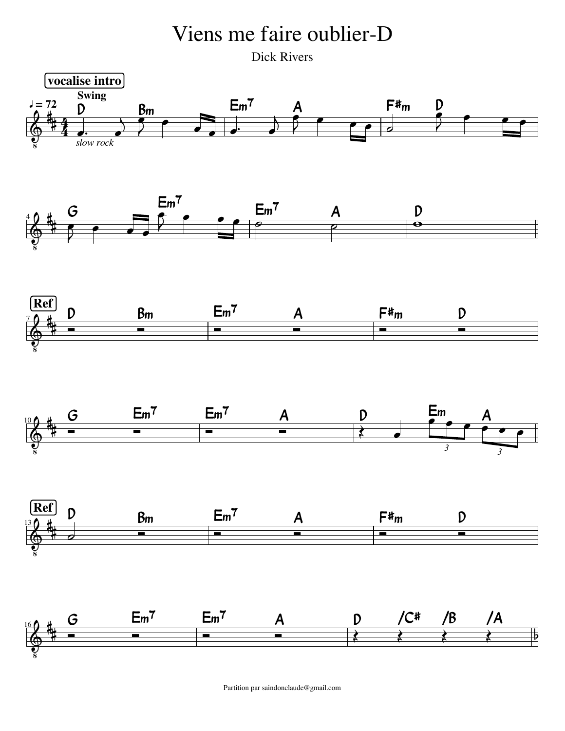# Viens me faire oublier-D

Dick Rivers

**vocalise intro**

Swing

♩ = 72

*slow rock*

| | | | |
|---|---|---|---|
| D Bm | Em7 A | F#m D | |
| G Em7 | Em7 A | D | |

**Ref**

| | | |
|---|---|---|
| D Bm | Em7 A | F#m D |
| G Em7 | Em7 A | D Em A |

**Ref**

| | | |
|---|---|---|
| D Bm | Em7 A | F#m D |
| G Em7 | Em7 A | D /C# /B /A |

Partition par saindonclaude@gmail.com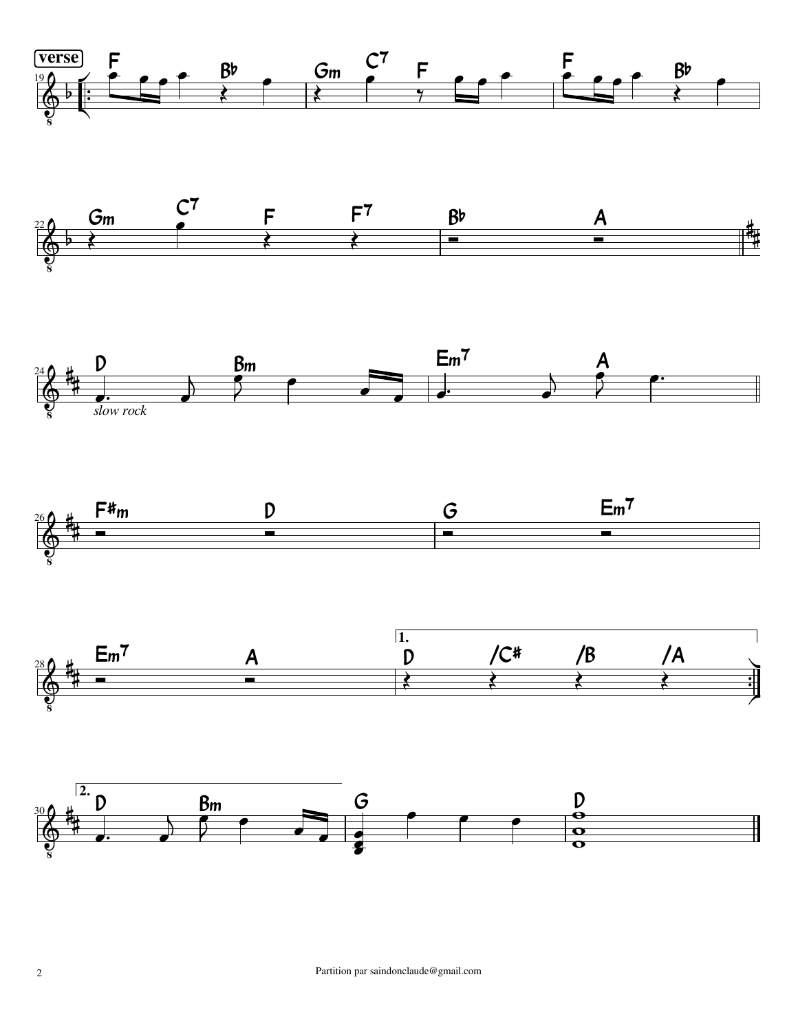verse

F Bb Gm C7 F F Bb

Gm C7 F F7 Bb A

D Bm Em7 A

*slow rock*

F#m D G Em7

Em7 A 1. D /C# /B /A

2. D Bm G D

Partition par saindonclaude@gmail.com